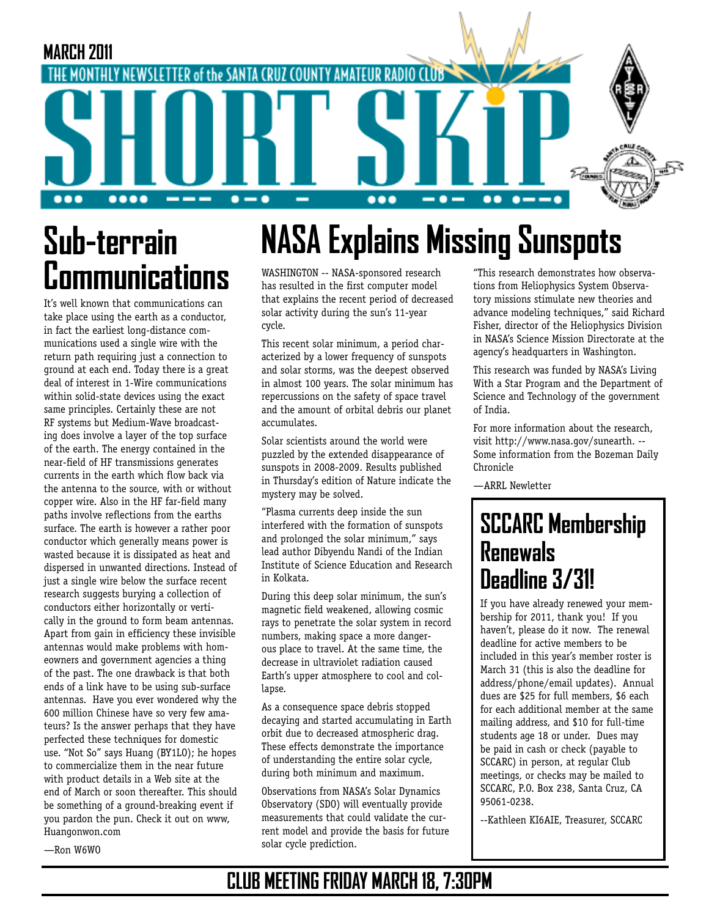MARCH 2011

THE MONTHLY NEWSLETTER of the SANTA CRUZ COUNTY AMATEUR RADIO CLUB

# SHORT SKiP

## Sub-terrain Communications

It's well known that communications can take place using the earth as a conductor, in fact the earliest long-distance communications used a single wire with the return path requiring just a connection to ground at each end. Today there is a great deal of interest in 1-Wire communications within solid-state devices using the exact same principles. Certainly these are not RF systems but Medium-Wave broadcasting does involve a layer of the top surface of the earth. The energy contained in the near-field of HF transmissions generates currents in the earth which flow back via the antenna to the source, with or without copper wire. Also in the HF far-field many paths involve reflections from the earths surface. The earth is however a rather poor conductor which generally means power is wasted because it is dissipated as heat and dispersed in unwanted directions. Instead of just a single wire below the surface recent research suggests burying a collection of conductors either horizontally or vertically in the ground to form beam antennas. Apart from gain in efficiency these invisible antennas would make problems with homeowners and government agencies a thing of the past. The one drawback is that both ends of a link have to be using sub-surface antennas. Have you ever wondered why the 600 million Chinese have so very few amateurs? Is the answer perhaps that they have perfected these techniques for domestic use. "Not So" says Huang (BY1LO); he hopes to commercialize them in the near future with product details in a Web site at the end of March or soon thereafter. This should be something of a ground-breaking event if you pardon the pun. Check it out on www, Huangonwon.com

—Ron W6WO

## NASA Explains Missing Sunspots

WASHINGTON -- NASA-sponsored research has resulted in the first computer model that explains the recent period of decreased solar activity during the sun's 11-year cycle.

This recent solar minimum, a period characterized by a lower frequency of sunspots and solar storms, was the deepest observed in almost 100 years. The solar minimum has repercussions on the safety of space travel and the amount of orbital debris our planet accumulates.

Solar scientists around the world were puzzled by the extended disappearance of sunspots in 2008-2009. Results published in Thursday's edition of Nature indicate the mystery may be solved.

"Plasma currents deep inside the sun interfered with the formation of sunspots and prolonged the solar minimum," says lead author Dibyendu Nandi of the Indian Institute of Science Education and Research in Kolkata.

During this deep solar minimum, the sun's magnetic field weakened, allowing cosmic rays to penetrate the solar system in record numbers, making space a more dangerous place to travel. At the same time, the decrease in ultraviolet radiation caused Earth's upper atmosphere to cool and collapse.

As a consequence space debris stopped decaying and started accumulating in Earth orbit due to decreased atmospheric drag. These effects demonstrate the importance of understanding the entire solar cycle, during both minimum and maximum.

Observations from NASA's Solar Dynamics Observatory (SDO) will eventually provide measurements that could validate the current model and provide the basis for future solar cycle prediction.

"This research demonstrates how observations from Heliophysics System Observatory missions stimulate new theories and advance modeling techniques," said Richard Fisher, director of the Heliophysics Division in NASA's Science Mission Directorate at the agency's headquarters in Washington.

This research was funded by NASA's Living With a Star Program and the Department of Science and Technology of the government of India.

For more information about the research, visit http://www.nasa.gov/sunearth. -- Some information from the Bozeman Daily Chronicle

—ARRL Newsletter

## SCCARC Membership Renewals Deadline 3/31!

If you have already renewed your membership for 2011, thank you! If you haven't, please do it now. The renewal deadline for active members to be included in this year's member roster is March 31 (this is also the deadline for address/phone/email updates). Annual dues are $25 for full members, $6 each for each additional member at the same mailing address, and $10 for full-time students age 18 or under. Dues may be paid in cash or check (payable to SCCARC) in person, at regular Club meetings, or checks may be mailed to SCCARC, P.O. Box 238, Santa Cruz, CA 95061-0238.

--Kathleen KI6AIE, Treasurer, SCCARC

**CLUB MEETING FRIDAY MARCH 18, 7:30PM**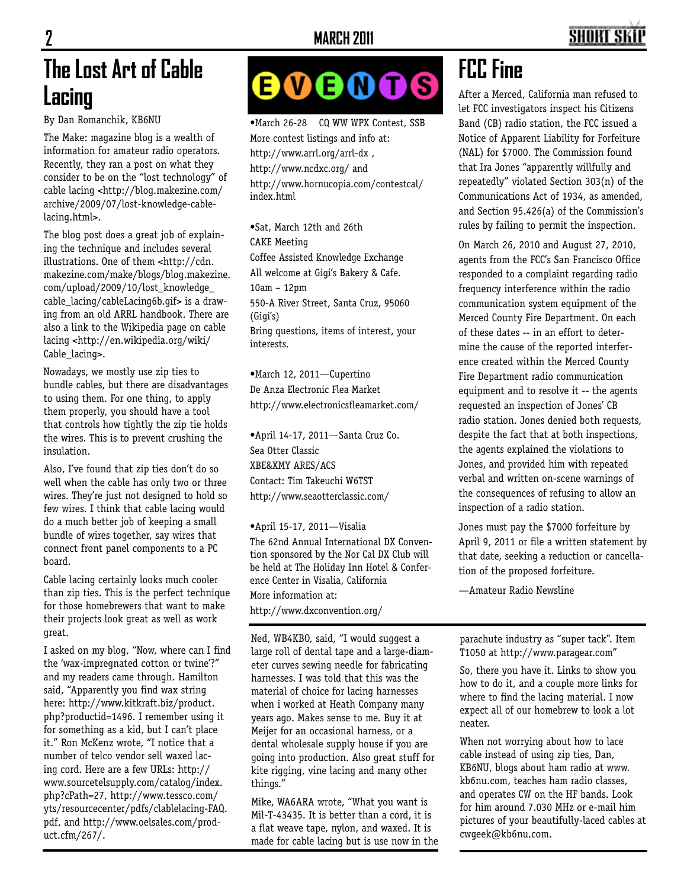# The Lost Art of Cable Lacing

By Dan Romanchik, KB6NU

The Make: magazine blog is a wealth of information for amateur radio operators. Recently, they ran a post on what they consider to be on the "lost technology" of cable lacing <http://blog.makezine.com/archive/2009/07/lost-knowledge-cable-lacing.html>.

The blog post does a great job of explaining the technique and includes several illustrations. One of them <http://cdn.makezine.com/make/blogs/blog.makezine.com/upload/2009/10/lost_knowledge_cable_lacing/cableLacing6b.gif> is a drawing from an old ARRL handbook. There are also a link to the Wikipedia page on cable lacing <http://en.wikipedia.org/wiki/Cable_lacing>.

Nowadays, we mostly use zip ties to bundle cables, but there are disadvantages to using them. For one thing, to apply them properly, you should have a tool that controls how tightly the zip tie holds the wires. This is to prevent crushing the insulation.

Also, I've found that zip ties don't do so well when the cable has only two or three wires. They're just not designed to hold so few wires. I think that cable lacing would do a much better job of keeping a small bundle of wires together, say wires that connect front panel components to a PC board.

Cable lacing certainly looks much cooler than zip ties. This is the perfect technique for those homebrewers that want to make their projects look great as well as work great.

I asked on my blog, "Now, where can I find the 'wax-impregnated cotton or twine'?" and my readers came through. Hamilton said, "Apparently you find wax string here: http://www.kitkraft.biz/product.php?productid=1496. I remember using it for something as a kid, but I can't place it." Ron McKenz wrote, "I notice that a number of telco vendor sell waxed lacing cord. Here are a few URLs: http://www.sourcetelsupply.com/catalog/index.php?cPath=27, http://www.tessco.com/yts/resourcecenter/pdfs/clablelacing-FAQ.pdf, and http://www.oelsales.com/product.cfm/267/.

Ned, WB4KBO, said, "I would suggest a large roll of dental tape and a large-diameter curves sewing needle for fabricating harnesses. I was told that this was the material of choice for lacing harnesses when i worked at Heath Company many years ago. Makes sense to me. Buy it at Meijer for an occasional harness, or a dental wholesale supply house if you are going into production. Also great stuff for kite rigging, vine lacing and many other things."

Mike, WA6ARA wrote, "What you want is Mil-T-43435. It is better than a cord, it is a flat weave tape, nylon, and waxed. It is made for cable lacing but is use now in the parachute industry as "super tack". Item T1050 at http://www.paragear.com"

So, there you have it. Links to show you how to do it, and a couple more links for where to find the lacing material. I now expect all of our homebrew to look a lot neater.

When not worrying about how to lace cable instead of using zip ties, Dan, KB6NU, blogs about ham radio at www.kb6nu.com, teaches ham radio classes, and operates CW on the HF bands. Look for him around 7.030 MHz or e-mail him pictures of your beautifully-laced cables at cwgeek@kb6nu.com.

# EVENTS

•March 26-28 CQ WW WPX Contest, SSB
More contest listings and info at:
http://www.arrl.org/arrl-dx ,
http://www.ncdxc.org/ and
http://www.hornucopia.com/contestcal/index.html

•Sat, March 12th and 26th
CAKE Meeting
Coffee Assisted Knowledge Exchange
All welcome at Gigi's Bakery & Cafe.
10am – 12pm
550-A River Street, Santa Cruz, 95060 (Gigi's)
Bring questions, items of interest, your interests.

•March 12, 2011—Cupertino
De Anza Electronic Flea Market
http://www.electronicsfleamarket.com/

•April 14-17, 2011—Santa Cruz Co.
Sea Otter Classic
XBE&XMY ARES/ACS
Contact: Tim Takeuchi W6TST
http://www.seaotterclassic.com/

•April 15-17, 2011—Visalia
The 62nd Annual International DX Convention sponsored by the Nor Cal DX Club will be held at The Holiday Inn Hotel & Conference Center in Visalia, California
More information at:
http://www.dxconvention.org/

# FCC Fine

After a Merced, California man refused to let FCC investigators inspect his Citizens Band (CB) radio station, the FCC issued a Notice of Apparent Liability for Forfeiture (NAL) for $7000. The Commission found that Ira Jones "apparently willfully and repeatedly" violated Section 303(n) of the Communications Act of 1934, as amended, and Section 95.426(a) of the Commission's rules by failing to permit the inspection.

On March 26, 2010 and August 27, 2010, agents from the FCC's San Francisco Office responded to a complaint regarding radio frequency interference within the radio communication system equipment of the Merced County Fire Department. On each of these dates -- in an effort to determine the cause of the reported interference created within the Merced County Fire Department radio communication equipment and to resolve it -- the agents requested an inspection of Jones' CB radio station. Jones denied both requests, despite the fact that at both inspections, the agents explained the violations to Jones, and provided him with repeated verbal and written on-scene warnings of the consequences of refusing to allow an inspection of a radio station.

Jones must pay the $7000 forfeiture by April 9, 2011 or file a written statement by that date, seeking a reduction or cancellation of the proposed forfeiture.

—Amateur Radio Newsline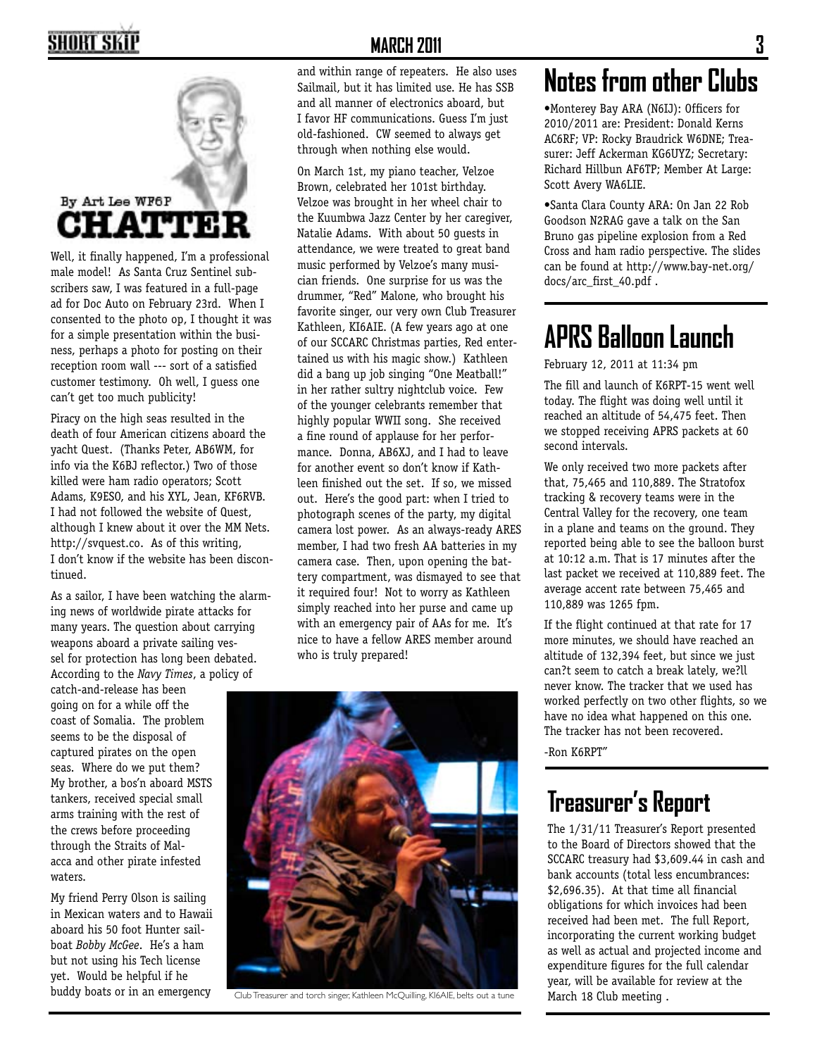By Art Lee WF6P

## CHATTER

Well, it finally happened, I'm a professional male model! As Santa Cruz Sentinel subscribers saw, I was featured in a full-page ad for Doc Auto on February 23rd. When I consented to the photo op, I thought it was for a simple presentation within the business, perhaps a photo for posting on their reception room wall --- sort of a satisfied customer testimony. Oh well, I guess one can't get too much publicity!

Piracy on the high seas resulted in the death of four American citizens aboard the yacht Quest. (Thanks Peter, AB6WM, for info via the K6BJ reflector.) Two of those killed were ham radio operators; Scott Adams, K9ESO, and his XYL, Jean, KF6RVB. I had not followed the website of Quest, although I knew about it over the MM Nets. http://svquest.co. As of this writing, I don't know if the website has been discontinued.

As a sailor, I have been watching the alarming news of worldwide pirate attacks for many years. The question about carrying weapons aboard a private sailing vessel for protection has long been debated. According to the *Navy Times*, a policy of catch-and-release has been going on for a while off the coast of Somalia. The problem seems to be the disposal of captured pirates on the open seas. Where do we put them? My brother, a bos'n aboard MSTS tankers, received special small arms training with the rest of the crews before proceeding through the Straits of Malacca and other pirate infested waters.

My friend Perry Olson is sailing in Mexican waters and to Hawaii aboard his 50 foot Hunter sailboat *Bobby McGee*. He's a ham but not using his Tech license yet. Would be helpful if he buddy boats or in an emergency and within range of repeaters. He also uses Sailmail, but it has limited use. He has SSB and all manner of electronics aboard, but I favor HF communications. Guess I'm just old-fashioned. CW seemed to always get through when nothing else would.

On March 1st, my piano teacher, Velzoe Brown, celebrated her 101st birthday. Velzoe was brought in her wheel chair to the Kuumbwa Jazz Center by her caregiver, Natalie Adams. With about 50 guests in attendance, we were treated to great band music performed by Velzoe's many musician friends. One surprise for us was the drummer, "Red" Malone, who brought his favorite singer, our very own Club Treasurer Kathleen, KI6AIE. (A few years ago at one of our SCCARC Christmas parties, Red entertained us with his magic show.) Kathleen did a bang up job singing "One Meatball!" in her rather sultry nightclub voice. Few of the younger celebrants remember that highly popular WWII song. She received a fine round of applause for her performance. Donna, AB6XJ, and I had to leave for another event so don't know if Kathleen finished out the set. If so, we missed out. Here's the good part: when I tried to photograph scenes of the party, my digital camera lost power. As an always-ready ARES member, I had two fresh AA batteries in my camera case. Then, upon opening the battery compartment, was dismayed to see that it required four! Not to worry as Kathleen simply reached into her purse and came up with an emergency pair of AAs for me. It's nice to have a fellow ARES member around who is truly prepared!

Club Treasurer and torch singer, Kathleen McQuilling, KI6AIE, belts out a tune

## Notes from other Clubs

•Monterey Bay ARA (N6IJ): Officers for 2010/2011 are: President: Donald Kerns AC6RF; VP: Rocky Braudrick W6DNE; Treasurer: Jeff Ackerman KG6UYZ; Secretary: Richard Hillbun AF6TP; Member At Large: Scott Avery WA6LIE.

•Santa Clara County ARA: On Jan 22 Rob Goodson N2RAG gave a talk on the San Bruno gas pipeline explosion from a Red Cross and ham radio perspective. The slides can be found at http://www.bay-net.org/docs/arc_first_40.pdf .

## APRS Balloon Launch

February 12, 2011 at 11:34 pm

The fill and launch of K6RPT-15 went well today. The flight was doing well until it reached an altitude of 54,475 feet. Then we stopped receiving APRS packets at 60 second intervals.

We only received two more packets after that, 75,465 and 110,889. The Stratofox tracking & recovery teams were in the Central Valley for the recovery, one team in a plane and teams on the ground. They reported being able to see the balloon burst at 10:12 a.m. That is 17 minutes after the last packet we received at 110,889 feet. The average accent rate between 75,465 and 110,889 was 1265 fpm.

If the flight continued at that rate for 17 more minutes, we should have reached an altitude of 132,394 feet, but since we just can?t seem to catch a break lately, we?ll never know. The tracker that we used has worked perfectly on two other flights, so we have no idea what happened on this one. The tracker has not been recovered.

-Ron K6RPT"

## Treasurer's Report

The 1/31/11 Treasurer's Report presented to the Board of Directors showed that the SCCARC treasury had $3,609.44 in cash and bank accounts (total less encumbrances: $2,696.35). At that time all financial obligations for which invoices had been received had been met. The full Report, incorporating the current working budget as well as actual and projected income and expenditure figures for the full calendar year, will be available for review at the March 18 Club meeting .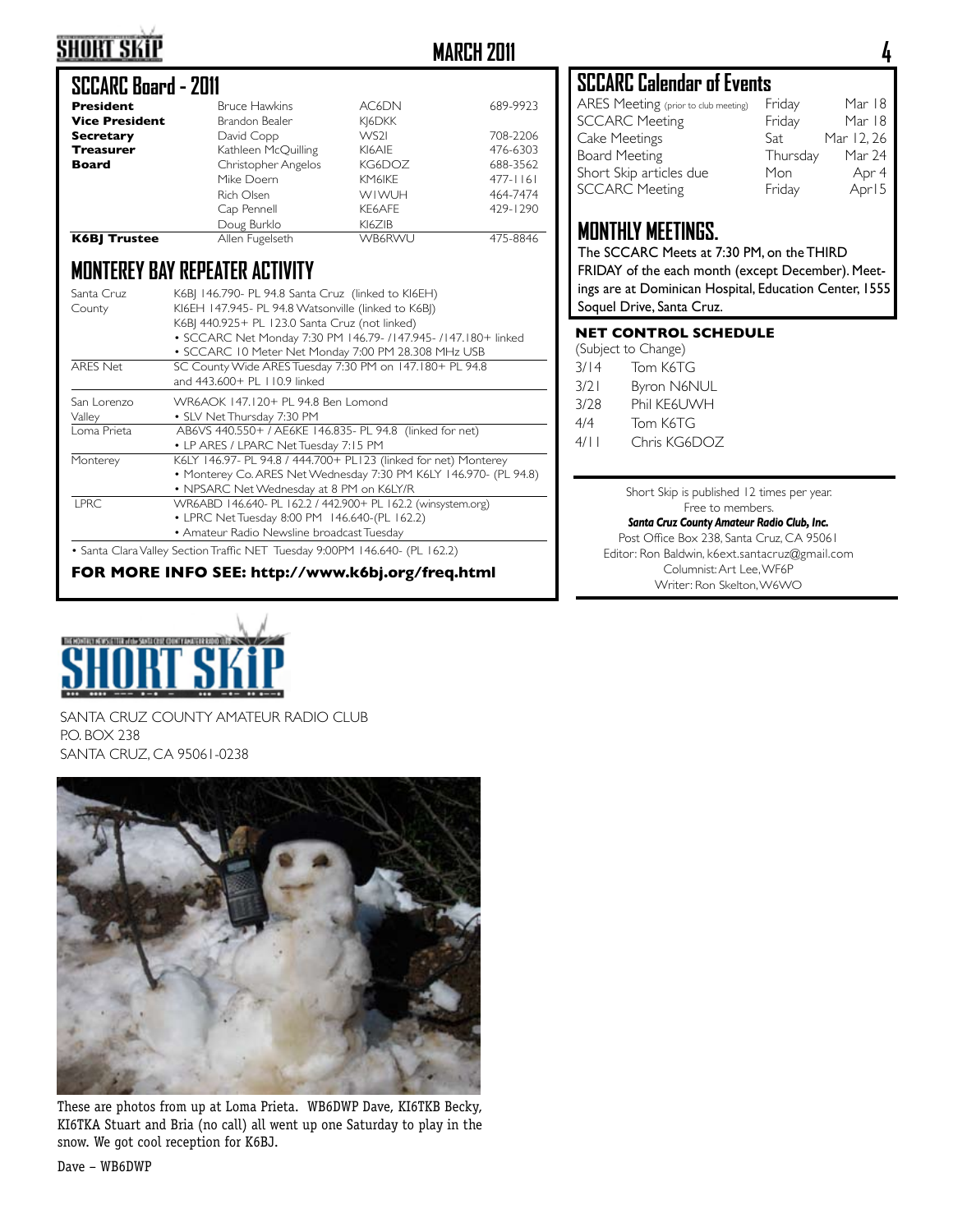## SCCARC Board - 2011

| | | | |
|---|---|---|---|
| **President** | Bruce Hawkins | AC6DN | 689-9923 |
| **Vice President** | Brandon Bealer | KJ6DKK | |
| **Secretary** | David Copp | WS2I | 708-2206 |
| **Treasurer** | Kathleen McQuilling | KI6AIE | 476-6303 |
| **Board** | Christopher Angelos | KG6DOZ | 688-3562 |
| | Mike Doern | KM6IKE | 477-1161 |
| | Rich Olsen | W1WUH | 464-7474 |
| | Cap Pennell | KE6AFE | 429-1290 |
| | Doug Burklo | KI6ZIB | |
| **K6BJ Trustee** | Allen Fugelseth | WB6RWU | 475-8846 |

## MONTEREY BAY REPEATER ACTIVITY

| | |
|---|---|
| Santa Cruz County | K6BJ 146.790- PL 94.8 Santa Cruz (linked to KI6EH)<br>KI6EH 147.945- PL 94.8 Watsonville (linked to K6BJ)<br>K6BJ 440.925+ PL 123.0 Santa Cruz (not linked)<br>• SCCARC Net Monday 7:30 PM 146.79- /147.945- /147.180+ linked<br>• SCCARC 10 Meter Net Monday 7:00 PM 28.308 MHz USB |
| ARES Net | SC County Wide ARES Tuesday 7:30 PM on 147.180+ PL 94.8 and 443.600+ PL 110.9 linked |
| San Lorenzo Valley | WR6AOK 147.120+ PL 94.8 Ben Lomond<br>• SLV Net Thursday 7:30 PM |
| Loma Prieta | AB6VS 440.550+ / AE6KE 146.835- PL 94.8 (linked for net)<br>• LP ARES / LPARC Net Tuesday 7:15 PM |
| Monterey | K6LY 146.97- PL 94.8 / 444.700+ PL123 (linked for net) Monterey<br>• Monterey Co. ARES Net Wednesday 7:30 PM K6LY 146.970- (PL 94.8)<br>• NPSARC Net Wednesday at 8 PM on K6LY/R |
| LPRC | WR6ABD 146.640- PL 162.2 / 442.900+ PL 162.2 (winsystem.org)<br>• LPRC Net Tuesday 8:00 PM 146.640-(PL 162.2)<br>• Amateur Radio Newsline broadcast Tuesday |

• Santa Clara Valley Section Traffic NET Tuesday 9:00PM 146.640- (PL 162.2)

**FOR MORE INFO SEE: http://www.k6bj.org/freq.html**

## SCCARC Calendar of Events

| | | |
|---|---|---|
| ARES Meeting (prior to club meeting) | Friday | Mar 18 |
| SCCARC Meeting | Friday | Mar 18 |
| Cake Meetings | Sat | Mar 12, 26 |
| Board Meeting | Thursday | Mar 24 |
| Short Skip articles due | Mon | Apr 4 |
| SCCARC Meeting | Friday | Apr15 |

## MONTHLY MEETINGS.

The SCCARC Meets at 7:30 PM, on the THIRD FRIDAY of the each month (except December). Meetings are at Dominican Hospital, Education Center, 1555 Soquel Drive, Santa Cruz.

### NET CONTROL SCHEDULE

(Subject to Change)

| | |
|---|---|
| 3/14 | Tom K6TG |
| 3/21 | Byron N6NUL |
| 3/28 | Phil KE6UWH |
| 4/4 | Tom K6TG |
| 4/11 | Chris KG6DOZ |

Short Skip is published 12 times per year.
Free to members.
***Santa Cruz County Amateur Radio Club, Inc.***
Post Office Box 238, Santa Cruz, CA 95061
Editor: Ron Baldwin, k6ext.santacruz@gmail.com
Columnist: Art Lee, WF6P
Writer: Ron Skelton, W6WO

THE MONTHLY NEWSLETTER of the SANTA CRUZ COUNTY AMATEUR RADIO CLUB

SHORT SKIP

SANTA CRUZ COUNTY AMATEUR RADIO CLUB
P.O. BOX 238
SANTA CRUZ, CA 95061-0238

These are photos from up at Loma Prieta. WB6DWP Dave, KI6TKB Becky, KI6TKA Stuart and Bria (no call) all went up one Saturday to play in the snow. We got cool reception for K6BJ.

Dave – WB6DWP